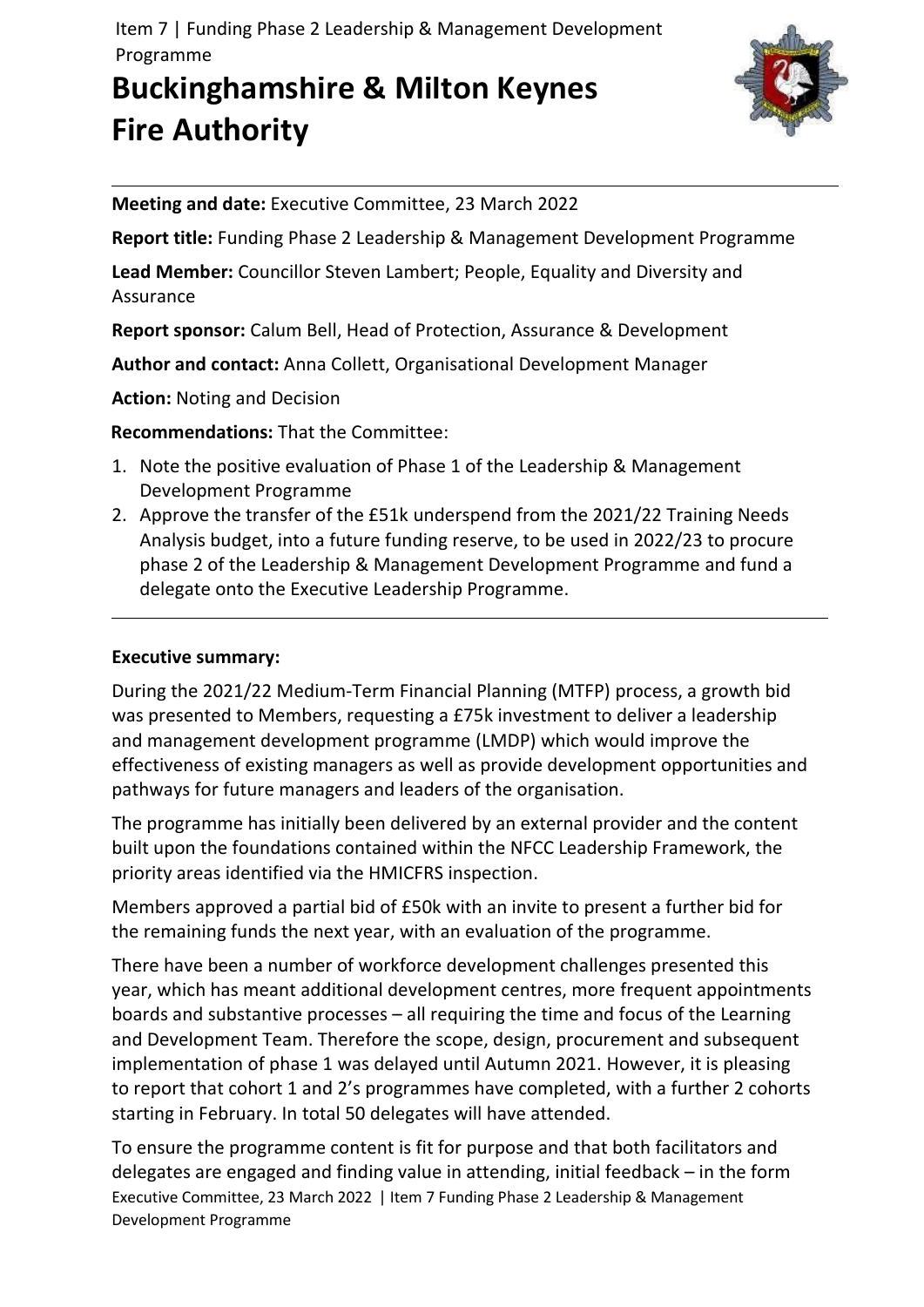# Buckinghamshire & Milton Keynes Fire Authority

**Meeting and date:** Executive Committee, 23 March 2022

**Report title:** Funding Phase 2 Leadership & Management Development Programme

**Lead Member:** Councillor Steven Lambert; People, Equality and Diversity and Assurance

**Report sponsor:** Calum Bell, Head of Protection, Assurance & Development

**Author and contact:** Anna Collett, Organisational Development Manager

**Action:** Noting and Decision

**Recommendations:** That the Committee:

1. Note the positive evaluation of Phase 1 of the Leadership & Management Development Programme
2. Approve the transfer of the £51k underspend from the 2021/22 Training Needs Analysis budget, into a future funding reserve, to be used in 2022/23 to procure phase 2 of the Leadership & Management Development Programme and fund a delegate onto the Executive Leadership Programme.

**Executive summary:**

During the 2021/22 Medium-Term Financial Planning (MTFP) process, a growth bid was presented to Members, requesting a £75k investment to deliver a leadership and management development programme (LMDP) which would improve the effectiveness of existing managers as well as provide development opportunities and pathways for future managers and leaders of the organisation.

The programme has initially been delivered by an external provider and the content built upon the foundations contained within the NFCC Leadership Framework, the priority areas identified via the HMICFRS inspection.

Members approved a partial bid of £50k with an invite to present a further bid for the remaining funds the next year, with an evaluation of the programme.

There have been a number of workforce development challenges presented this year, which has meant additional development centres, more frequent appointments boards and substantive processes – all requiring the time and focus of the Learning and Development Team. Therefore the scope, design, procurement and subsequent implementation of phase 1 was delayed until Autumn 2021. However, it is pleasing to report that cohort 1 and 2's programmes have completed, with a further 2 cohorts starting in February. In total 50 delegates will have attended.

To ensure the programme content is fit for purpose and that both facilitators and delegates are engaged and finding value in attending, initial feedback – in the form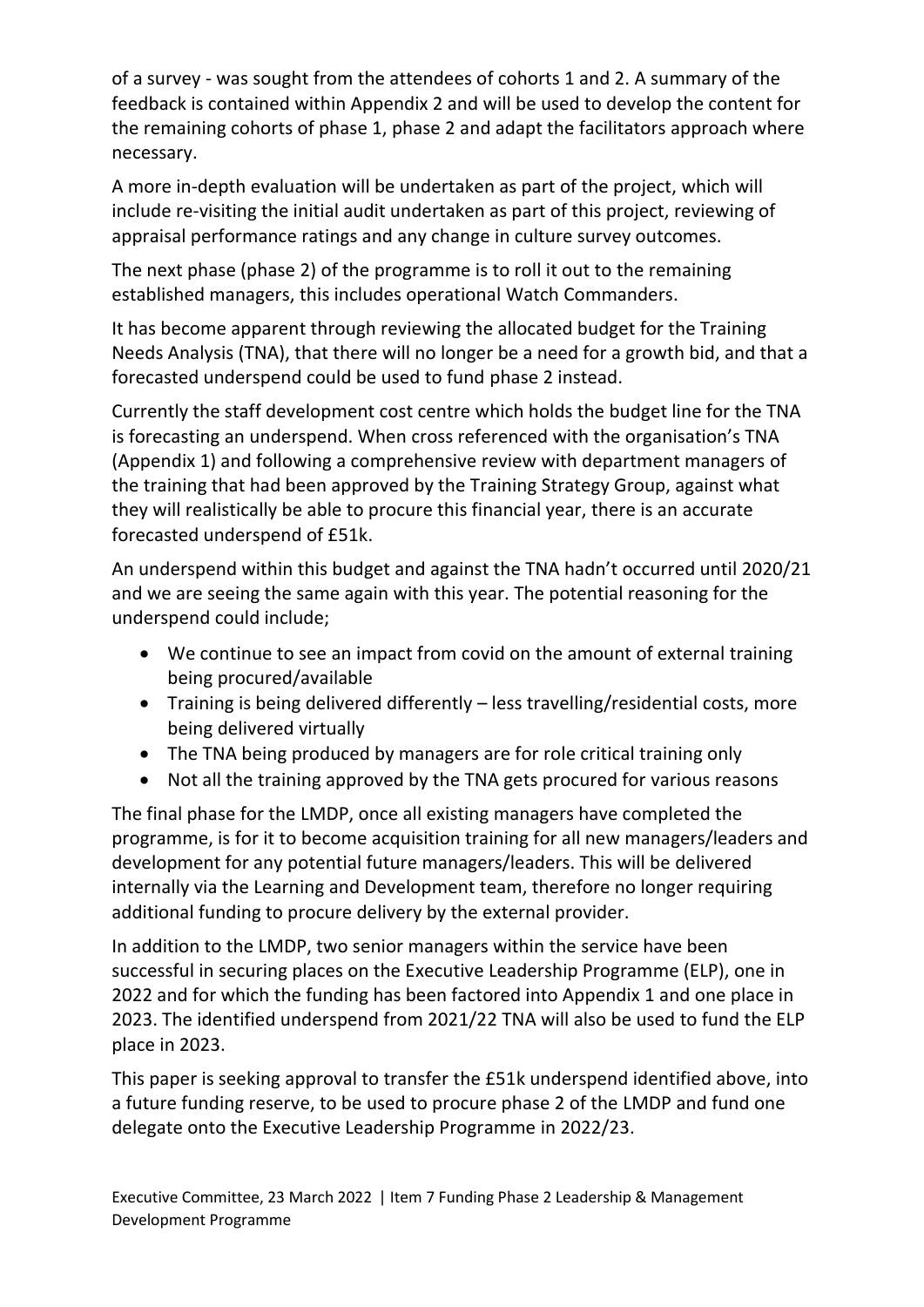of a survey - was sought from the attendees of cohorts 1 and 2. A summary of the feedback is contained within Appendix 2 and will be used to develop the content for the remaining cohorts of phase 1, phase 2 and adapt the facilitators approach where necessary.

A more in-depth evaluation will be undertaken as part of the project, which will include re-visiting the initial audit undertaken as part of this project, reviewing of appraisal performance ratings and any change in culture survey outcomes.

The next phase (phase 2) of the programme is to roll it out to the remaining established managers, this includes operational Watch Commanders.

It has become apparent through reviewing the allocated budget for the Training Needs Analysis (TNA), that there will no longer be a need for a growth bid, and that a forecasted underspend could be used to fund phase 2 instead.

Currently the staff development cost centre which holds the budget line for the TNA is forecasting an underspend. When cross referenced with the organisation's TNA (Appendix 1) and following a comprehensive review with department managers of the training that had been approved by the Training Strategy Group, against what they will realistically be able to procure this financial year, there is an accurate forecasted underspend of £51k.

An underspend within this budget and against the TNA hadn't occurred until 2020/21 and we are seeing the same again with this year. The potential reasoning for the underspend could include;

- We continue to see an impact from covid on the amount of external training being procured/available
- Training is being delivered differently – less travelling/residential costs, more being delivered virtually
- The TNA being produced by managers are for role critical training only
- Not all the training approved by the TNA gets procured for various reasons

The final phase for the LMDP, once all existing managers have completed the programme, is for it to become acquisition training for all new managers/leaders and development for any potential future managers/leaders. This will be delivered internally via the Learning and Development team, therefore no longer requiring additional funding to procure delivery by the external provider.

In addition to the LMDP, two senior managers within the service have been successful in securing places on the Executive Leadership Programme (ELP), one in 2022 and for which the funding has been factored into Appendix 1 and one place in 2023. The identified underspend from 2021/22 TNA will also be used to fund the ELP place in 2023.

This paper is seeking approval to transfer the £51k underspend identified above, into a future funding reserve, to be used to procure phase 2 of the LMDP and fund one delegate onto the Executive Leadership Programme in 2022/23.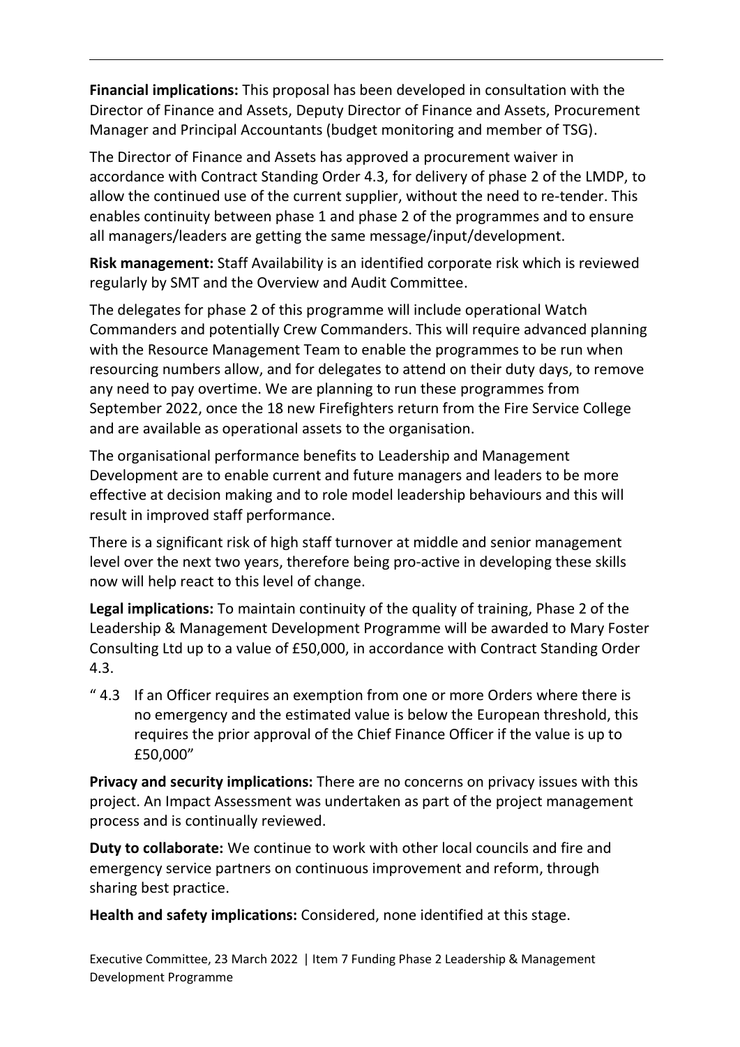**Financial implications:** This proposal has been developed in consultation with the Director of Finance and Assets, Deputy Director of Finance and Assets, Procurement Manager and Principal Accountants (budget monitoring and member of TSG).

The Director of Finance and Assets has approved a procurement waiver in accordance with Contract Standing Order 4.3, for delivery of phase 2 of the LMDP, to allow the continued use of the current supplier, without the need to re-tender. This enables continuity between phase 1 and phase 2 of the programmes and to ensure all managers/leaders are getting the same message/input/development.

**Risk management:** Staff Availability is an identified corporate risk which is reviewed regularly by SMT and the Overview and Audit Committee.

The delegates for phase 2 of this programme will include operational Watch Commanders and potentially Crew Commanders. This will require advanced planning with the Resource Management Team to enable the programmes to be run when resourcing numbers allow, and for delegates to attend on their duty days, to remove any need to pay overtime. We are planning to run these programmes from September 2022, once the 18 new Firefighters return from the Fire Service College and are available as operational assets to the organisation.

The organisational performance benefits to Leadership and Management Development are to enable current and future managers and leaders to be more effective at decision making and to role model leadership behaviours and this will result in improved staff performance.

There is a significant risk of high staff turnover at middle and senior management level over the next two years, therefore being pro-active in developing these skills now will help react to this level of change.

**Legal implications:** To maintain continuity of the quality of training, Phase 2 of the Leadership & Management Development Programme will be awarded to Mary Foster Consulting Ltd up to a value of £50,000, in accordance with Contract Standing Order 4.3.

" 4.3 If an Officer requires an exemption from one or more Orders where there is no emergency and the estimated value is below the European threshold, this requires the prior approval of the Chief Finance Officer if the value is up to £50,000"

**Privacy and security implications:** There are no concerns on privacy issues with this project. An Impact Assessment was undertaken as part of the project management process and is continually reviewed.

**Duty to collaborate:** We continue to work with other local councils and fire and emergency service partners on continuous improvement and reform, through sharing best practice.

**Health and safety implications:** Considered, none identified at this stage.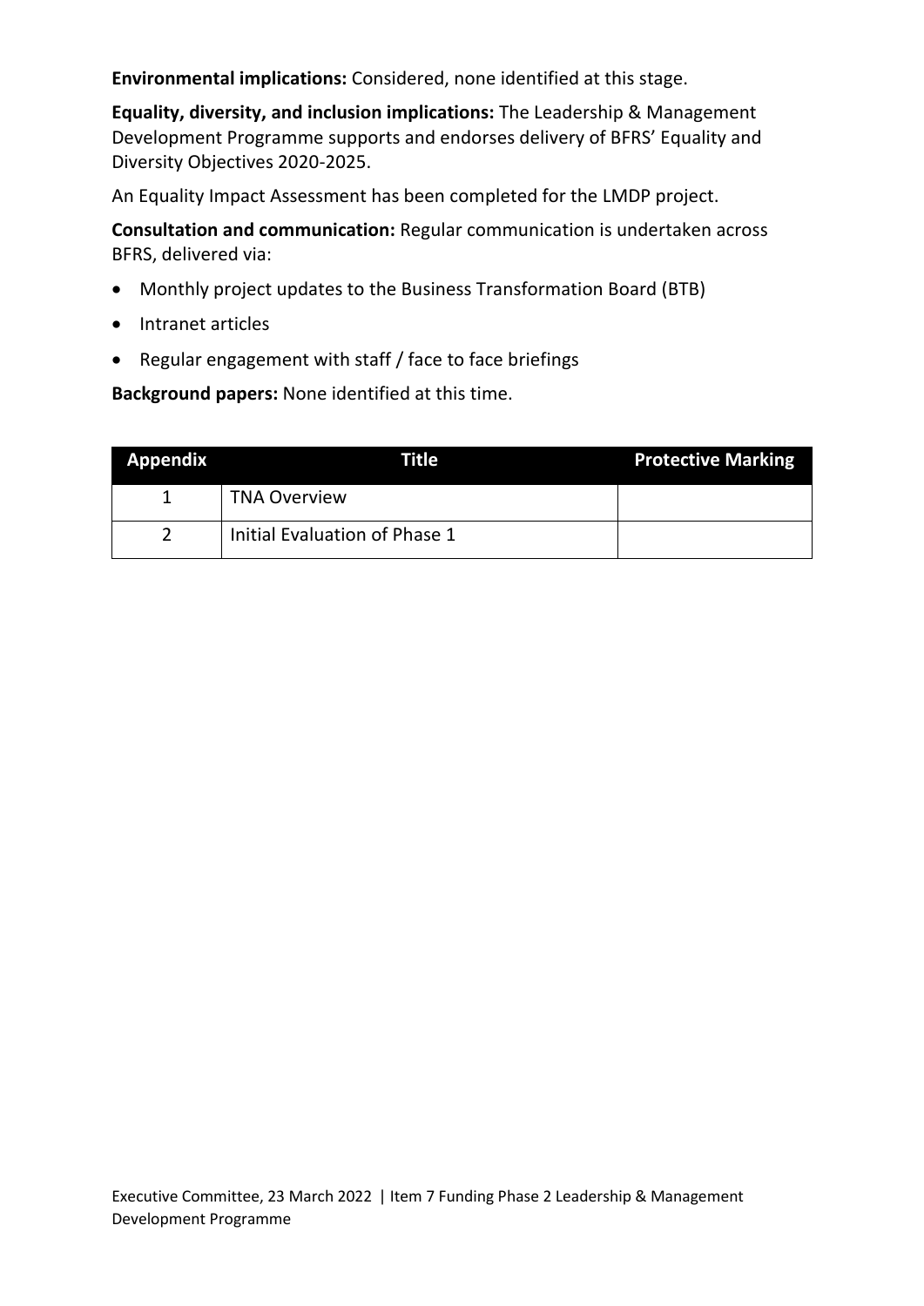**Environmental implications:** Considered, none identified at this stage.

**Equality, diversity, and inclusion implications:** The Leadership & Management Development Programme supports and endorses delivery of BFRS' Equality and Diversity Objectives 2020-2025.

An Equality Impact Assessment has been completed for the LMDP project.

**Consultation and communication:** Regular communication is undertaken across BFRS, delivered via:

- Monthly project updates to the Business Transformation Board (BTB)
- Intranet articles
- Regular engagement with staff / face to face briefings

**Background papers:** None identified at this time.

| Appendix | Title | Protective Marking |
|---|---|---|
| 1 | TNA Overview | |
| 2 | Initial Evaluation of Phase 1 | |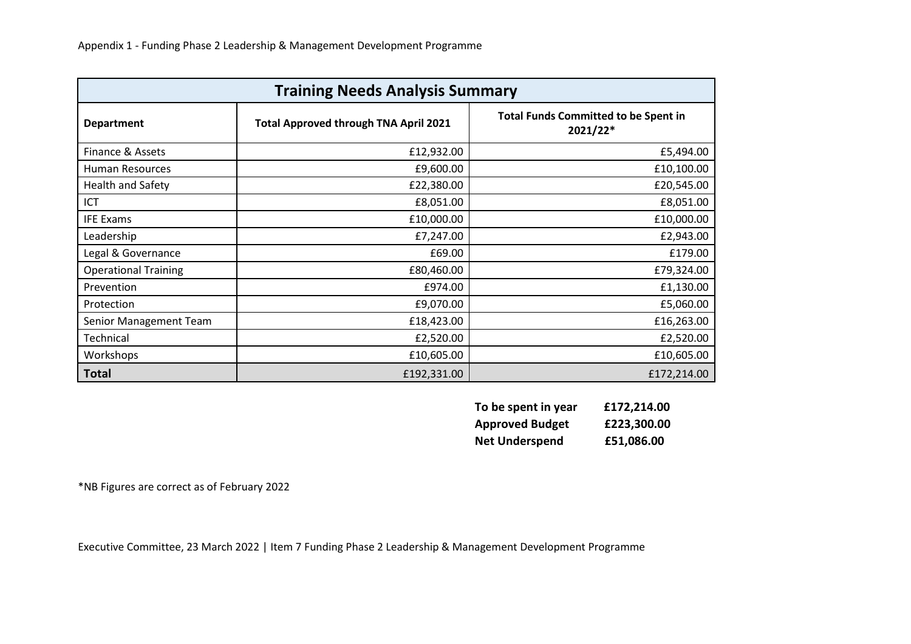Appendix 1 - Funding Phase 2 Leadership & Management Development Programme

| Training Needs Analysis Summary | | |
|---|---|---|
| **Department** | **Total Approved through TNA April 2021** | **Total Funds Committed to be Spent in 2021/22*** |
| Finance & Assets | £12,932.00 | £5,494.00 |
| Human Resources | £9,600.00 | £10,100.00 |
| Health and Safety | £22,380.00 | £20,545.00 |
| ICT | £8,051.00 | £8,051.00 |
| IFE Exams | £10,000.00 | £10,000.00 |
| Leadership | £7,247.00 | £2,943.00 |
| Legal & Governance | £69.00 | £179.00 |
| Operational Training | £80,460.00 | £79,324.00 |
| Prevention | £974.00 | £1,130.00 |
| Protection | £9,070.00 | £5,060.00 |
| Senior Management Team | £18,423.00 | £16,263.00 |
| Technical | £2,520.00 | £2,520.00 |
| Workshops | £10,605.00 | £10,605.00 |
| **Total** | £192,331.00 | £172,214.00 |

| | |
|---|---|
| **To be spent in year** | **£172,214.00** |
| **Approved Budget** | **£223,300.00** |
| **Net Underspend** | **£51,086.00** |

*NB Figures are correct as of February 2022

Executive Committee, 23 March 2022 | Item 7 Funding Phase 2 Leadership & Management Development Programme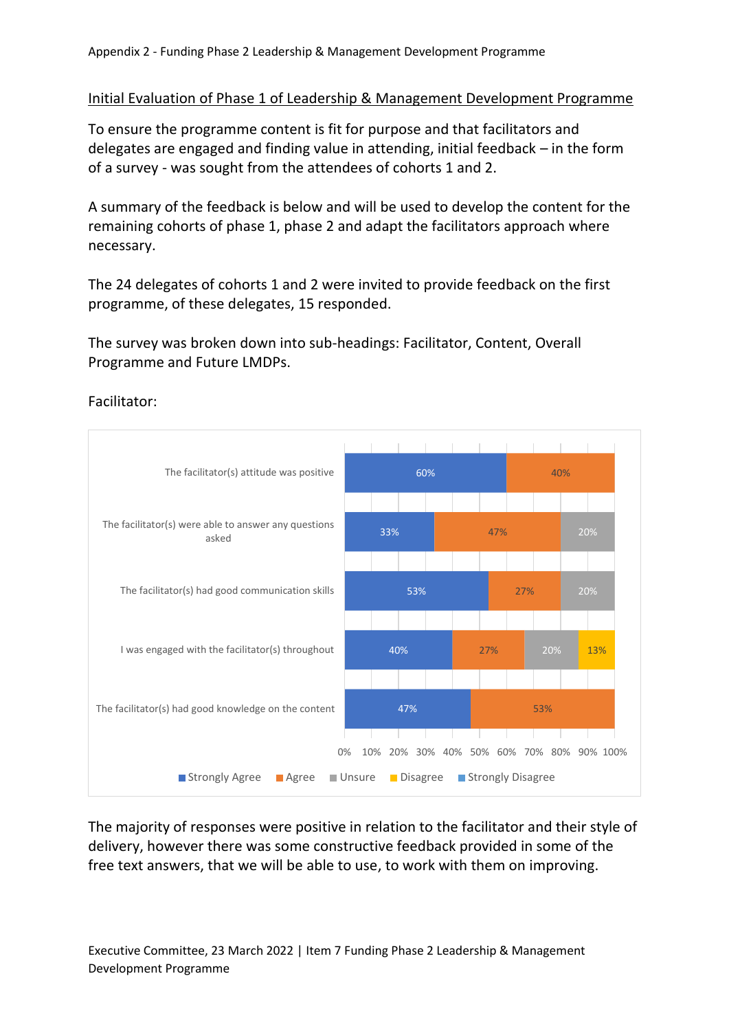## Initial Evaluation of Phase 1 of Leadership & Management Development Programme

To ensure the programme content is fit for purpose and that facilitators and delegates are engaged and finding value in attending, initial feedback – in the form of a survey - was sought from the attendees of cohorts 1 and 2.

A summary of the feedback is below and will be used to develop the content for the remaining cohorts of phase 1, phase 2 and adapt the facilitators approach where necessary.

The 24 delegates of cohorts 1 and 2 were invited to provide feedback on the first programme, of these delegates, 15 responded.

The survey was broken down into sub-headings: Facilitator, Content, Overall Programme and Future LMDPs.

Facilitator:

| | Strongly Agree | Agree | Unsure | Disagree | Strongly Disagree |
|---|---|---|---|---|---|
| The facilitator(s) attitude was positive | 60% | 40% | | | |
| The facilitator(s) were able to answer any questions asked | 33% | 47% | 20% | | |
| The facilitator(s) had good communication skills | 53% | 27% | 20% | | |
| I was engaged with the facilitator(s) throughout | 40% | 27% | 20% | 13% | |
| The facilitator(s) had good knowledge on the content | 47% | 53% | | | |

The majority of responses were positive in relation to the facilitator and their style of delivery, however there was some constructive feedback provided in some of the free text answers, that we will be able to use, to work with them on improving.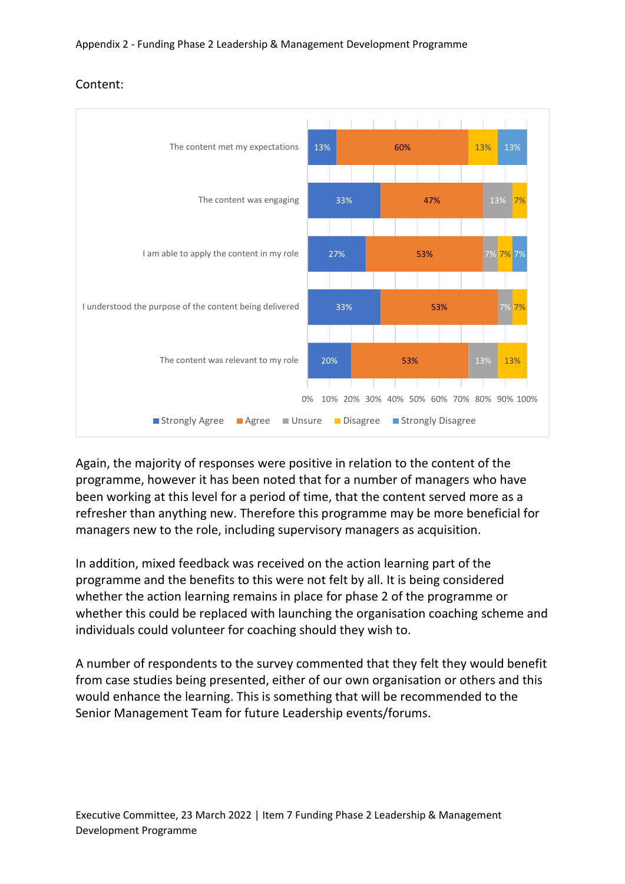Content:

| | Strongly Agree | Agree | Unsure | Disagree | Strongly Disagree |
|---|---|---|---|---|---|
| The content met my expectations | 13% | 60% | | 13% | 13% |
| The content was engaging | 33% | 47% | 13% | 7% | |
| I am able to apply the content in my role | 27% | 53% | 7% | 7% | 7% |
| I understood the purpose of the content being delivered | 33% | 53% | 7% | 7% | |
| The content was relevant to my role | 20% | 53% | 13% | 13% | |

Again, the majority of responses were positive in relation to the content of the programme, however it has been noted that for a number of managers who have been working at this level for a period of time, that the content served more as a refresher than anything new. Therefore this programme may be more beneficial for managers new to the role, including supervisory managers as acquisition.

In addition, mixed feedback was received on the action learning part of the programme and the benefits to this were not felt by all. It is being considered whether the action learning remains in place for phase 2 of the programme or whether this could be replaced with launching the organisation coaching scheme and individuals could volunteer for coaching should they wish to.

A number of respondents to the survey commented that they felt they would benefit from case studies being presented, either of our own organisation or others and this would enhance the learning. This is something that will be recommended to the Senior Management Team for future Leadership events/forums.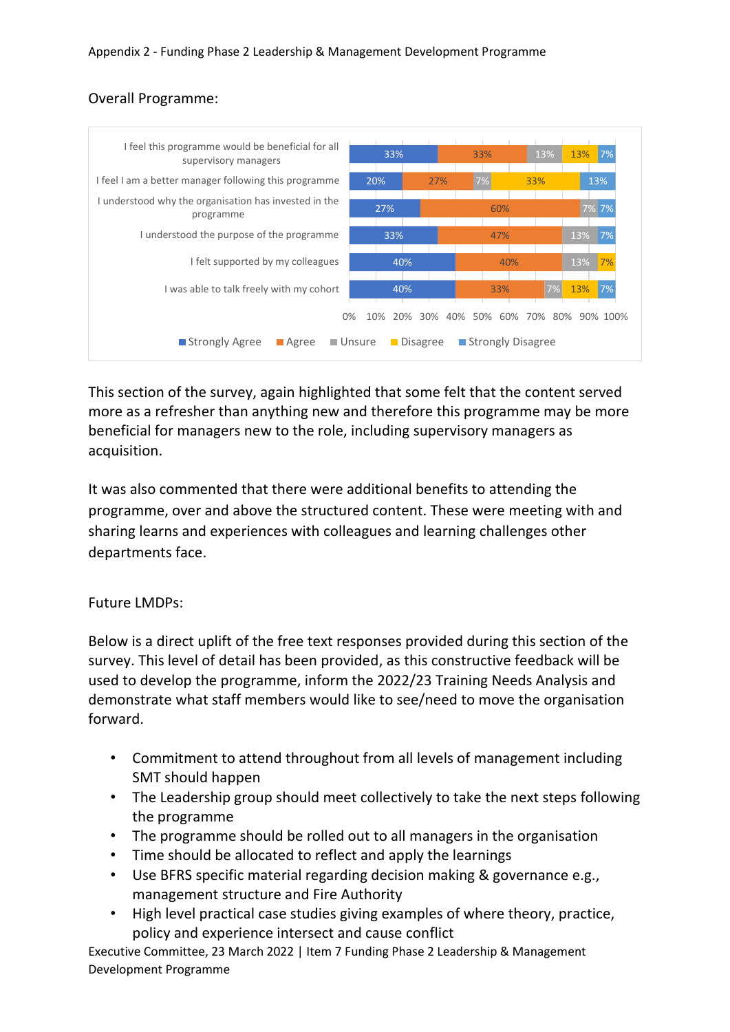Overall Programme:

| Statement | Strongly Agree | Agree | Unsure | Disagree | Strongly Disagree |
|---|---|---|---|---|---|
| I feel this programme would be beneficial for all supervisory managers | 33% | 33% | 13% | 13% | 7% |
| I feel I am a better manager following this programme | 20% | 27% | 7% | 33% | 13% |
| I understood why the organisation has invested in the programme | 27% | 60% | 7% | | 7% |
| I understood the purpose of the programme | 33% | 47% | 13% | | 7% |
| I felt supported by my colleagues | 40% | 40% | 13% | 7% | |
| I was able to talk freely with my cohort | 40% | 33% | 7% | 13% | 7% |

This section of the survey, again highlighted that some felt that the content served more as a refresher than anything new and therefore this programme may be more beneficial for managers new to the role, including supervisory managers as acquisition.

It was also commented that there were additional benefits to attending the programme, over and above the structured content. These were meeting with and sharing learns and experiences with colleagues and learning challenges other departments face.

Future LMDPs:

Below is a direct uplift of the free text responses provided during this section of the survey. This level of detail has been provided, as this constructive feedback will be used to develop the programme, inform the 2022/23 Training Needs Analysis and demonstrate what staff members would like to see/need to move the organisation forward.

- Commitment to attend throughout from all levels of management including SMT should happen
- The Leadership group should meet collectively to take the next steps following the programme
- The programme should be rolled out to all managers in the organisation
- Time should be allocated to reflect and apply the learnings
- Use BFRS specific material regarding decision making & governance e.g., management structure and Fire Authority
- High level practical case studies giving examples of where theory, practice, policy and experience intersect and cause conflict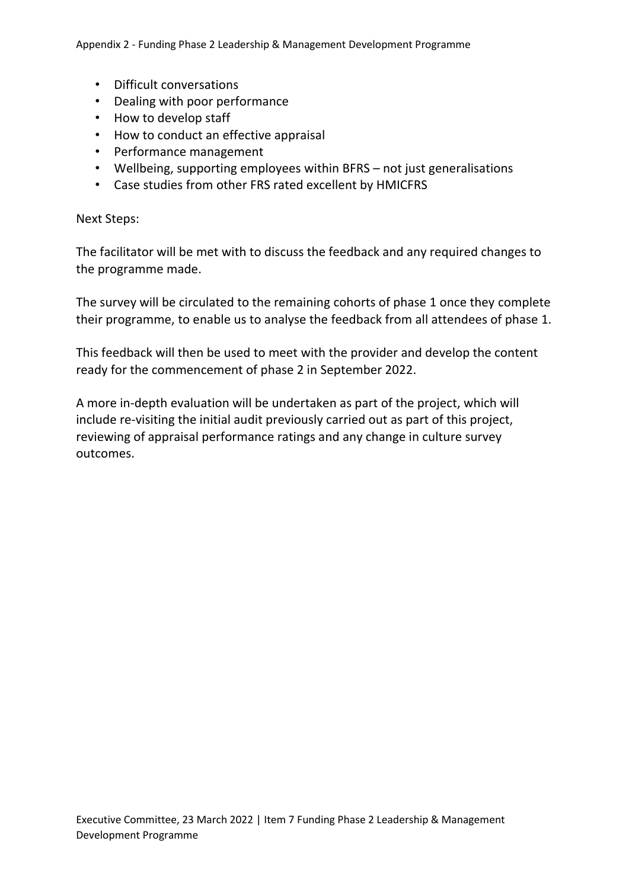- Difficult conversations
- Dealing with poor performance
- How to develop staff
- How to conduct an effective appraisal
- Performance management
- Wellbeing, supporting employees within BFRS – not just generalisations
- Case studies from other FRS rated excellent by HMICFRS

Next Steps:

The facilitator will be met with to discuss the feedback and any required changes to the programme made.

The survey will be circulated to the remaining cohorts of phase 1 once they complete their programme, to enable us to analyse the feedback from all attendees of phase 1.

This feedback will then be used to meet with the provider and develop the content ready for the commencement of phase 2 in September 2022.

A more in-depth evaluation will be undertaken as part of the project, which will include re-visiting the initial audit previously carried out as part of this project, reviewing of appraisal performance ratings and any change in culture survey outcomes.